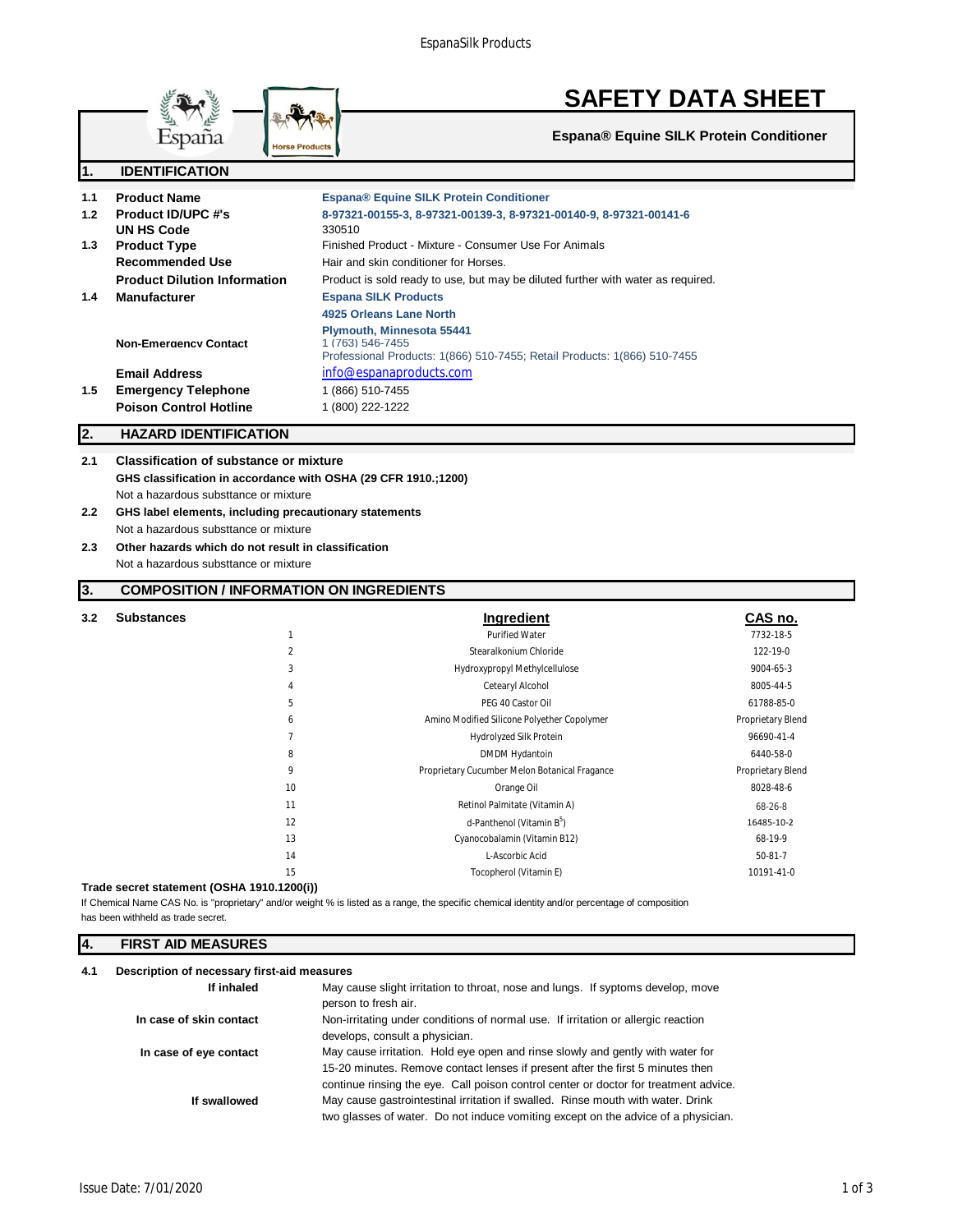# SAFETY DATA SHEET

**Espana® Equine SILK Protein Conditioner**

## 1. IDENTIFICATION

| | | |
|---|---|---|
| **1.1** | **Product Name** | **Espana® Equine SILK Protein Conditioner** |
| **1.2** | **Product ID/UPC #'s** | **8-97321-00155-3, 8-97321-00139-3, 8-97321-00140-9, 8-97321-00141-6** |
| | **UN HS Code** | 330510 |
| **1.3** | **Product Type** | Finished Product - Mixture - Consumer Use For Animals |
| | **Recommended Use** | Hair and skin conditioner for Horses. |
| | **Product Dilution Information** | Product is sold ready to use, but may be diluted further with water as required. |
| **1.4** | **Manufacturer** | **Espana SILK Products**<br>**4925 Orleans Lane North**<br>**Plymouth, Minnesota 55441** |
| | **Non-Emergency Contact** | 1 (763) 546-7455<br>Professional Products: 1(866) 510-7455; Retail Products: 1(866) 510-7455 |
| | **Email Address** | info@espanaproducts.com |
| **1.5** | **Emergency Telephone** | 1 (866) 510-7455 |
| | **Poison Control Hotline** | 1 (800) 222-1222 |

## 2. HAZARD IDENTIFICATION

**2.1 Classification of substance or mixture**

**GHS classification in accordance with OSHA (29 CFR 1910.;1200)**

Not a hazardous substtance or mixture

**2.2 GHS label elements, including precautionary statements**

Not a hazardous substtance or mixture

**2.3 Other hazards which do not result in classification**

Not a hazardous substtance or mixture

## 3. COMPOSITION / INFORMATION ON INGREDIENTS

**3.2 Substances**

| | Ingredient | CAS no. |
|---|---|---|
| 1 | Purified Water | 7732-18-5 |
| 2 | Stearalkonium Chloride | 122-19-0 |
| 3 | Hydroxypropyl Methylcellulose | 9004-65-3 |
| 4 | Cetearyl Alcohol | 8005-44-5 |
| 5 | PEG 40 Castor Oil | 61788-85-0 |
| 6 | Amino Modified Silicone Polyether Copolymer | Proprietary Blend |
| 7 | Hydrolyzed Silk Protein | 96690-41-4 |
| 8 | DMDM Hydantoin | 6440-58-0 |
| 9 | Proprietary Cucumber Melon Botanical Fragance | Proprietary Blend |
| 10 | Orange Oil | 8028-48-6 |
| 11 | Retinol Palmitate (Vitamin A) | 68-26-8 |
| 12 | d-Panthenol (Vitamin $B^5$) | 16485-10-2 |
| 13 | Cyanocobalamin (Vitamin B12) | 68-19-9 |
| 14 | L-Ascorbic Acid | 50-81-7 |
| 15 | Tocopherol (Vitamin E) | 10191-41-0 |

**Trade secret statement (OSHA 1910.1200(i))**

If Chemical Name CAS No. is "proprietary" and/or weight % is listed as a range, the specific chemical identity and/or percentage of composition has been withheld as trade secret.

## 4. FIRST AID MEASURES

**4.1 Description of necessary first-aid measures**

| | |
|---|---|
| **If inhaled** | May cause slight irritation to throat, nose and lungs. If syptoms develop, move person to fresh air. |
| **In case of skin contact** | Non-irritating under conditions of normal use. If irritation or allergic reaction develops, consult a physician. |
| **In case of eye contact** | May cause irritation. Hold eye open and rinse slowly and gently with water for 15-20 minutes. Remove contact lenses if present after the first 5 minutes then continue rinsing the eye. Call poison control center or doctor for treatment advice. |
| **If swallowed** | May cause gastrointestinal irritation if swalled. Rinse mouth with water. Drink two glasses of water. Do not induce vomiting except on the advice of a physician. |

Issue Date: 7/01/2020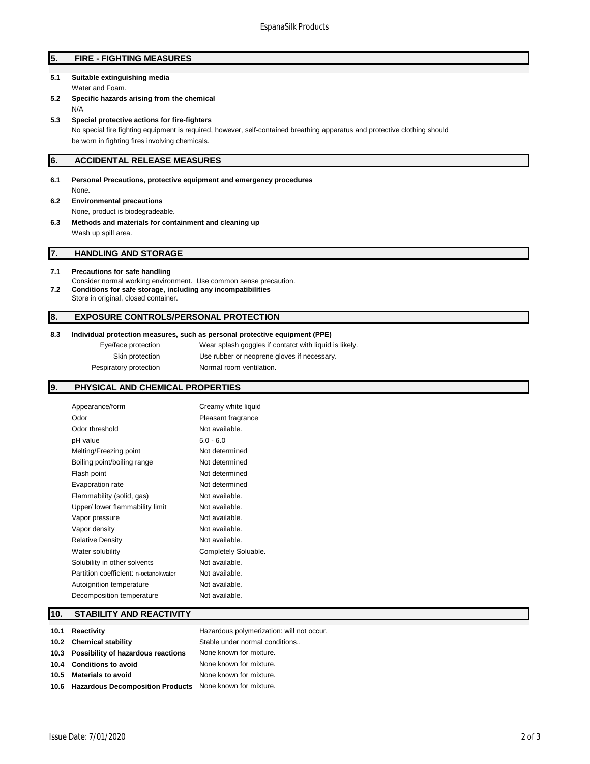## 5. FIRE - FIGHTING MEASURES

**5.1 Suitable extinguishing media**

Water and Foam.

**5.2 Specific hazards arising from the chemical**

N/A

**5.3 Special protective actions for fire-fighters**

No special fire fighting equipment is required, however, self-contained breathing apparatus and protective clothing should be worn in fighting fires involving chemicals.

## 6. ACCIDENTAL RELEASE MEASURES

**6.1 Personal Precautions, protective equipment and emergency procedures**

None.

**6.2 Environmental precautions**

None, product is biodegradeable.

**6.3 Methods and materials for containment and cleaning up**

Wash up spill area.

## 7. HANDLING AND STORAGE

**7.1 Precautions for safe handling**

Consider normal working environment. Use common sense precaution.

**7.2 Conditions for safe storage, including any incompatibilities**

Store in original, closed container.

## 8. EXPOSURE CONTROLS/PERSONAL PROTECTION

**8.3 Individual protection measures, such as personal protective equipment (PPE)**

| | |
|---|---|
| Eye/face protection | Wear splash goggles if contatct with liquid is likely. |
| Skin protection | Use rubber or neoprene gloves if necessary. |
| Pespiratory protection | Normal room ventilation. |

## 9. PHYSICAL AND CHEMICAL PROPERTIES

| | |
|---|---|
| Appearance/form | Creamy white liquid |
| Odor | Pleasant fragrance |
| Odor threshold | Not available. |
| pH value | 5.0 - 6.0 |
| Melting/Freezing point | Not determined |
| Boiling point/boiling range | Not determined |
| Flash point | Not determined |
| Evaporation rate | Not determined |
| Flammability (solid, gas) | Not available. |
| Upper/ lower flammability limit | Not available. |
| Vapor pressure | Not available. |
| Vapor density | Not available. |
| Relative Density | Not available. |
| Water solubility | Completely Soluable. |
| Solubility in other solvents | Not available. |
| Partition coefficient: n-octanol/water | Not available. |
| Autoignition temperature | Not available. |
| Decomposition temperature | Not available. |

## 10. STABILITY AND REACTIVITY

| | | |
|---|---|---|
| 10.1 | **Reactivity** | Hazardous polymerization: will not occur. |
| 10.2 | **Chemical stability** | Stable under normal conditions.. |
| 10.3 | **Possibility of hazardous reactions** | None known for mixture. |
| 10.4 | **Conditions to avoid** | None known for mixture. |
| 10.5 | **Materials to avoid** | None known for mixture. |
| 10.6 | **Hazardous Decomposition Products** | None known for mixture. |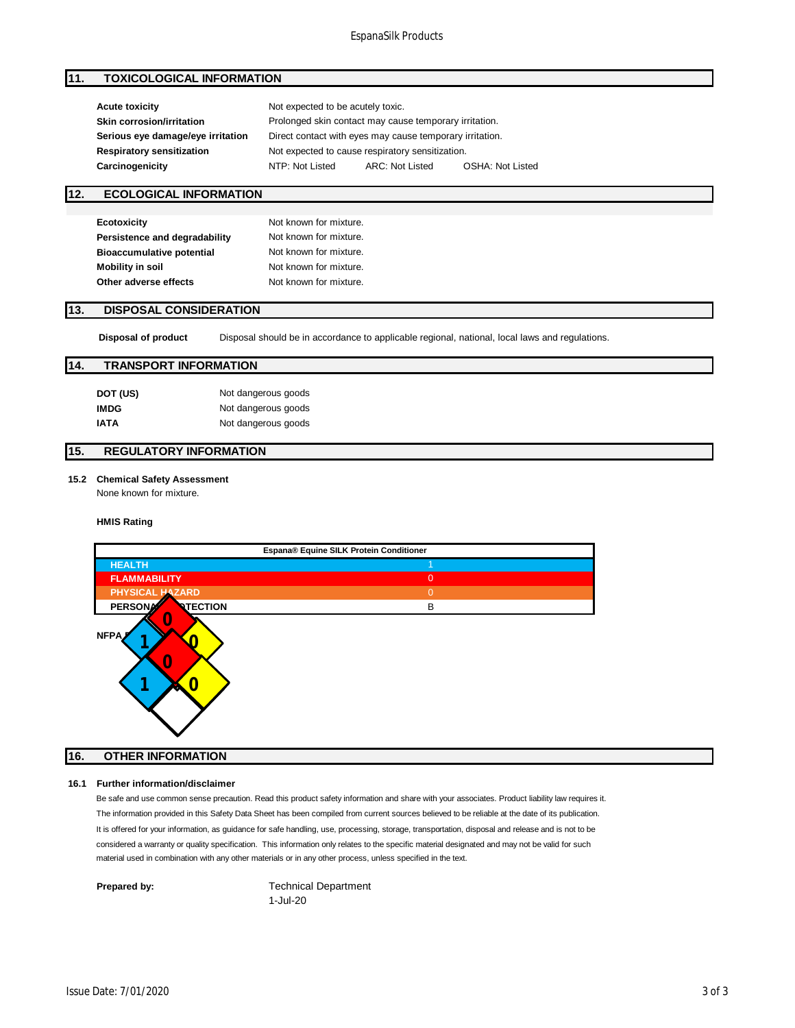## 11. TOXICOLOGICAL INFORMATION

| | | | |
|---|---|---|---|
| **Acute toxicity** | Not expected to be acutely toxic. | | |
| **Skin corrosion/irritation** | Prolonged skin contact may cause temporary irritation. | | |
| **Serious eye damage/eye irritation** | Direct contact with eyes may cause temporary irritation. | | |
| **Respiratory sensitization** | Not expected to cause respiratory sensitization. | | |
| **Carcinogenicity** | NTP: Not Listed | ARC: Not Listed | OSHA: Not Listed |

## 12. ECOLOGICAL INFORMATION

| | |
|---|---|
| **Ecotoxicity** | Not known for mixture. |
| **Persistence and degradability** | Not known for mixture. |
| **Bioaccumulative potential** | Not known for mixture. |
| **Mobility in soil** | Not known for mixture. |
| **Other adverse effects** | Not known for mixture. |

## 13. DISPOSAL CONSIDERATION

**Disposal of product** Disposal should be in accordance to applicable regional, national, local laws and regulations.

## 14. TRANSPORT INFORMATION

| | |
|---|---|
| **DOT (US)** | Not dangerous goods |
| **IMDG** | Not dangerous goods |
| **IATA** | Not dangerous goods |

## 15. REGULATORY INFORMATION

**15.2 Chemical Safety Assessment**

None known for mixture.

**HMIS Rating**

| Espana® Equine SILK Protein Conditioner | |
|---|---|
| HEALTH | 1 |
| FLAMMABILITY | 0 |
| PHYSICAL HAZARD | 0 |
| PERSONAL PROTECTION | B |

NFPA

1
0
0

## 16. OTHER INFORMATION

**16.1 Further information/disclaimer**

Be safe and use common sense precaution. Read this product safety information and share with your associates. Product liability law requires it. The information provided in this Safety Data Sheet has been compiled from current sources believed to be reliable at the date of its publication. It is offered for your information, as guidance for safe handling, use, processing, storage, transportation, disposal and release and is not to be considered a warranty or quality specification. This information only relates to the specific material designated and may not be valid for such material used in combination with any other materials or in any other process, unless specified in the text.

**Prepared by:** Technical Department

1-Jul-20

Issue Date: 7/01/2020